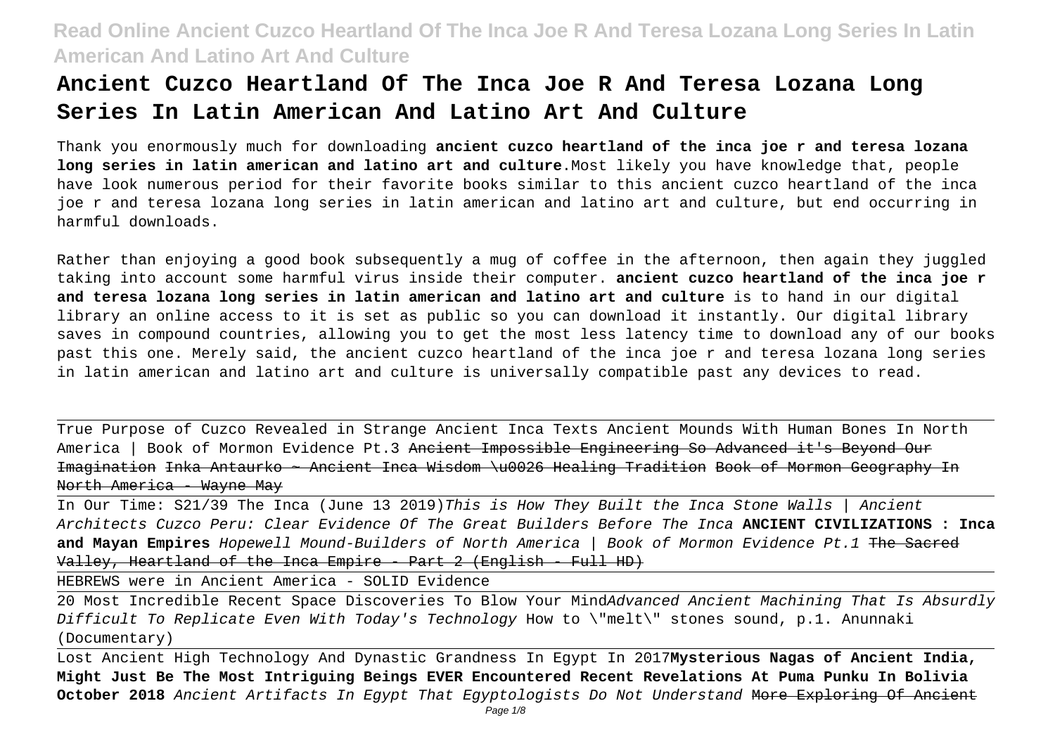# Ancient Cuzco Heartland Of The Inca Joe R And Teresa Lozana Long Series In Latin American And Latino Art And Culture

Thank you enormously much for downloading **ancient cuzco heartland of the inca joe r and teresa lozana long series in latin american and latino art and culture**.Most likely you have knowledge that, people have look numerous period for their favorite books similar to this ancient cuzco heartland of the inca joe r and teresa lozana long series in latin american and latino art and culture, but end occurring in harmful downloads.

Rather than enjoying a good book subsequently a mug of coffee in the afternoon, then again they juggled taking into account some harmful virus inside their computer. **ancient cuzco heartland of the inca joe r and teresa lozana long series in latin american and latino art and culture** is to hand in our digital library an online access to it is set as public so you can download it instantly. Our digital library saves in compound countries, allowing you to get the most less latency time to download any of our books past this one. Merely said, the ancient cuzco heartland of the inca joe r and teresa lozana long series in latin american and latino art and culture is universally compatible past any devices to read.

True Purpose of Cuzco Revealed in Strange Ancient Inca Texts Ancient Mounds With Human Bones In North America | Book of Mormon Evidence Pt.3 ~~Ancient Impossible Engineering So Advanced it's Beyond Our Imagination~~ ~~Inka Antaurko ~ Ancient Inca Wisdom \u0026 Healing Tradition~~ ~~Book of Mormon Geography In North America - Wayne May~~

In Our Time: S21/39 The Inca (June 13 2019) *This is How They Built the Inca Stone Walls | Ancient Architects* *Cuzco Peru: Clear Evidence Of The Great Builders Before The Inca* **ANCIENT CIVILIZATIONS : Inca and Mayan Empires** *Hopewell Mound-Builders of North America | Book of Mormon Evidence Pt.1* ~~The Sacred Valley, Heartland of the Inca Empire - Part 2 (English - Full HD)~~

HEBREWS were in Ancient America - SOLID Evidence

20 Most Incredible Recent Space Discoveries To Blow Your Mind *Advanced Ancient Machining That Is Absurdly Difficult To Replicate Even With Today's Technology* How to \"melt\" stones sound, p.1. Anunnaki (Documentary)

Lost Ancient High Technology And Dynastic Grandness In Egypt In 2017 **Mysterious Nagas of Ancient India, Might Just Be The Most Intriguing Beings EVER Encountered** **Recent Revelations At Puma Punku In Bolivia October 2018** *Ancient Artifacts In Egypt That Egyptologists Do Not Understand* ~~More Exploring Of Ancient~~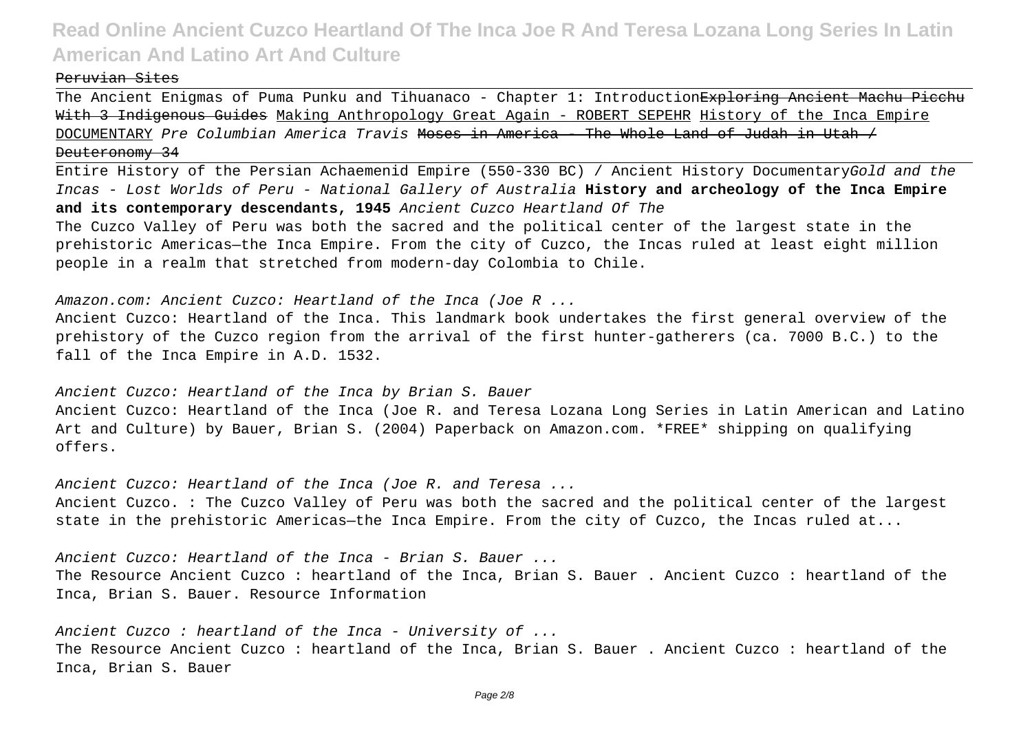Peruvian Sites

The Ancient Enigmas of Puma Punku and Tihuanaco - Chapter 1: Introduction ~~Exploring Ancient Machu Picchu With 3 Indigenous Guides~~ Making Anthropology Great Again - ROBERT SEPEHR History of the Inca Empire DOCUMENTARY *Pre Columbian America Travis* ~~Moses in America - The Whole Land of Judah in Utah / Deuteronomy 34~~

Entire History of the Persian Achaemenid Empire (550-330 BC) / Ancient History Documentary *Gold and the Incas - Lost Worlds of Peru - National Gallery of Australia* **History and archeology of the Inca Empire and its contemporary descendants, 1945** *Ancient Cuzco Heartland Of The*

The Cuzco Valley of Peru was both the sacred and the political center of the largest state in the prehistoric Americas—the Inca Empire. From the city of Cuzco, the Incas ruled at least eight million people in a realm that stretched from modern-day Colombia to Chile.

*Amazon.com: Ancient Cuzco: Heartland of the Inca (Joe R ...*

Ancient Cuzco: Heartland of the Inca. This landmark book undertakes the first general overview of the prehistory of the Cuzco region from the arrival of the first hunter-gatherers (ca. 7000 B.C.) to the fall of the Inca Empire in A.D. 1532.

*Ancient Cuzco: Heartland of the Inca by Brian S. Bauer*

Ancient Cuzco: Heartland of the Inca (Joe R. and Teresa Lozana Long Series in Latin American and Latino Art and Culture) by Bauer, Brian S. (2004) Paperback on Amazon.com. *FREE* shipping on qualifying offers.

*Ancient Cuzco: Heartland of the Inca (Joe R. and Teresa ...*

Ancient Cuzco. : The Cuzco Valley of Peru was both the sacred and the political center of the largest state in the prehistoric Americas—the Inca Empire. From the city of Cuzco, the Incas ruled at...

*Ancient Cuzco: Heartland of the Inca - Brian S. Bauer ...*

The Resource Ancient Cuzco : heartland of the Inca, Brian S. Bauer . Ancient Cuzco : heartland of the Inca, Brian S. Bauer. Resource Information

*Ancient Cuzco : heartland of the Inca - University of ...*

The Resource Ancient Cuzco : heartland of the Inca, Brian S. Bauer . Ancient Cuzco : heartland of the Inca, Brian S. Bauer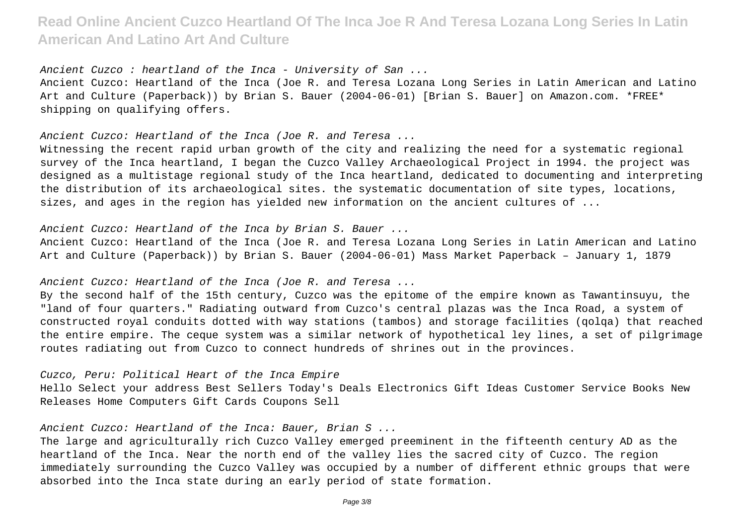*Ancient Cuzco : heartland of the Inca - University of San ...*

Ancient Cuzco: Heartland of the Inca (Joe R. and Teresa Lozana Long Series in Latin American and Latino Art and Culture (Paperback)) by Brian S. Bauer (2004-06-01) [Brian S. Bauer] on Amazon.com. *FREE* shipping on qualifying offers.

*Ancient Cuzco: Heartland of the Inca (Joe R. and Teresa ...*

Witnessing the recent rapid urban growth of the city and realizing the need for a systematic regional survey of the Inca heartland, I began the Cuzco Valley Archaeological Project in 1994. the project was designed as a multistage regional study of the Inca heartland, dedicated to documenting and interpreting the distribution of its archaeological sites. the systematic documentation of site types, locations, sizes, and ages in the region has yielded new information on the ancient cultures of ...

*Ancient Cuzco: Heartland of the Inca by Brian S. Bauer ...*

Ancient Cuzco: Heartland of the Inca (Joe R. and Teresa Lozana Long Series in Latin American and Latino Art and Culture (Paperback)) by Brian S. Bauer (2004-06-01) Mass Market Paperback – January 1, 1879

*Ancient Cuzco: Heartland of the Inca (Joe R. and Teresa ...*

By the second half of the 15th century, Cuzco was the epitome of the empire known as Tawantinsuyu, the "land of four quarters." Radiating outward from Cuzco's central plazas was the Inca Road, a system of constructed royal conduits dotted with way stations (tambos) and storage facilities (qolqa) that reached the entire empire. The ceque system was a similar network of hypothetical ley lines, a set of pilgrimage routes radiating out from Cuzco to connect hundreds of shrines out in the provinces.

*Cuzco, Peru: Political Heart of the Inca Empire*

Hello Select your address Best Sellers Today's Deals Electronics Gift Ideas Customer Service Books New Releases Home Computers Gift Cards Coupons Sell

*Ancient Cuzco: Heartland of the Inca: Bauer, Brian S ...*

The large and agriculturally rich Cuzco Valley emerged preeminent in the fifteenth century AD as the heartland of the Inca. Near the north end of the valley lies the sacred city of Cuzco. The region immediately surrounding the Cuzco Valley was occupied by a number of different ethnic groups that were absorbed into the Inca state during an early period of state formation.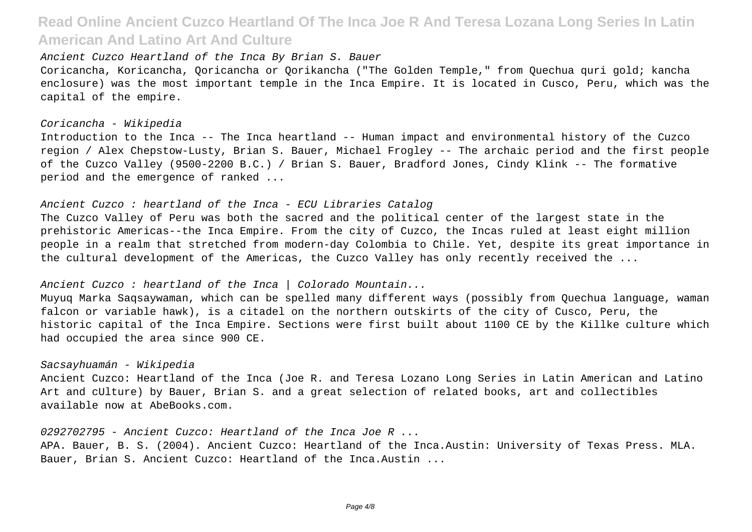*Ancient Cuzco Heartland of the Inca By Brian S. Bauer*

Coricancha, Koricancha, Qoricancha or Qorikancha ("The Golden Temple," from Quechua quri gold; kancha enclosure) was the most important temple in the Inca Empire. It is located in Cusco, Peru, which was the capital of the empire.

*Coricancha - Wikipedia*

Introduction to the Inca -- The Inca heartland -- Human impact and environmental history of the Cuzco region / Alex Chepstow-Lusty, Brian S. Bauer, Michael Frogley -- The archaic period and the first people of the Cuzco Valley (9500-2200 B.C.) / Brian S. Bauer, Bradford Jones, Cindy Klink -- The formative period and the emergence of ranked ...

*Ancient Cuzco : heartland of the Inca - ECU Libraries Catalog*

The Cuzco Valley of Peru was both the sacred and the political center of the largest state in the prehistoric Americas--the Inca Empire. From the city of Cuzco, the Incas ruled at least eight million people in a realm that stretched from modern-day Colombia to Chile. Yet, despite its great importance in the cultural development of the Americas, the Cuzco Valley has only recently received the ...

*Ancient Cuzco : heartland of the Inca | Colorado Mountain...*

Muyuq Marka Saqsaywaman, which can be spelled many different ways (possibly from Quechua language, waman falcon or variable hawk), is a citadel on the northern outskirts of the city of Cusco, Peru, the historic capital of the Inca Empire. Sections were first built about 1100 CE by the Killke culture which had occupied the area since 900 CE.

*Sacsayhuamán - Wikipedia*

Ancient Cuzco: Heartland of the Inca (Joe R. and Teresa Lozano Long Series in Latin American and Latino Art and cUlture) by Bauer, Brian S. and a great selection of related books, art and collectibles available now at AbeBooks.com.

*0292702795 - Ancient Cuzco: Heartland of the Inca Joe R ...*

APA. Bauer, B. S. (2004). Ancient Cuzco: Heartland of the Inca.Austin: University of Texas Press. MLA. Bauer, Brian S. Ancient Cuzco: Heartland of the Inca.Austin ...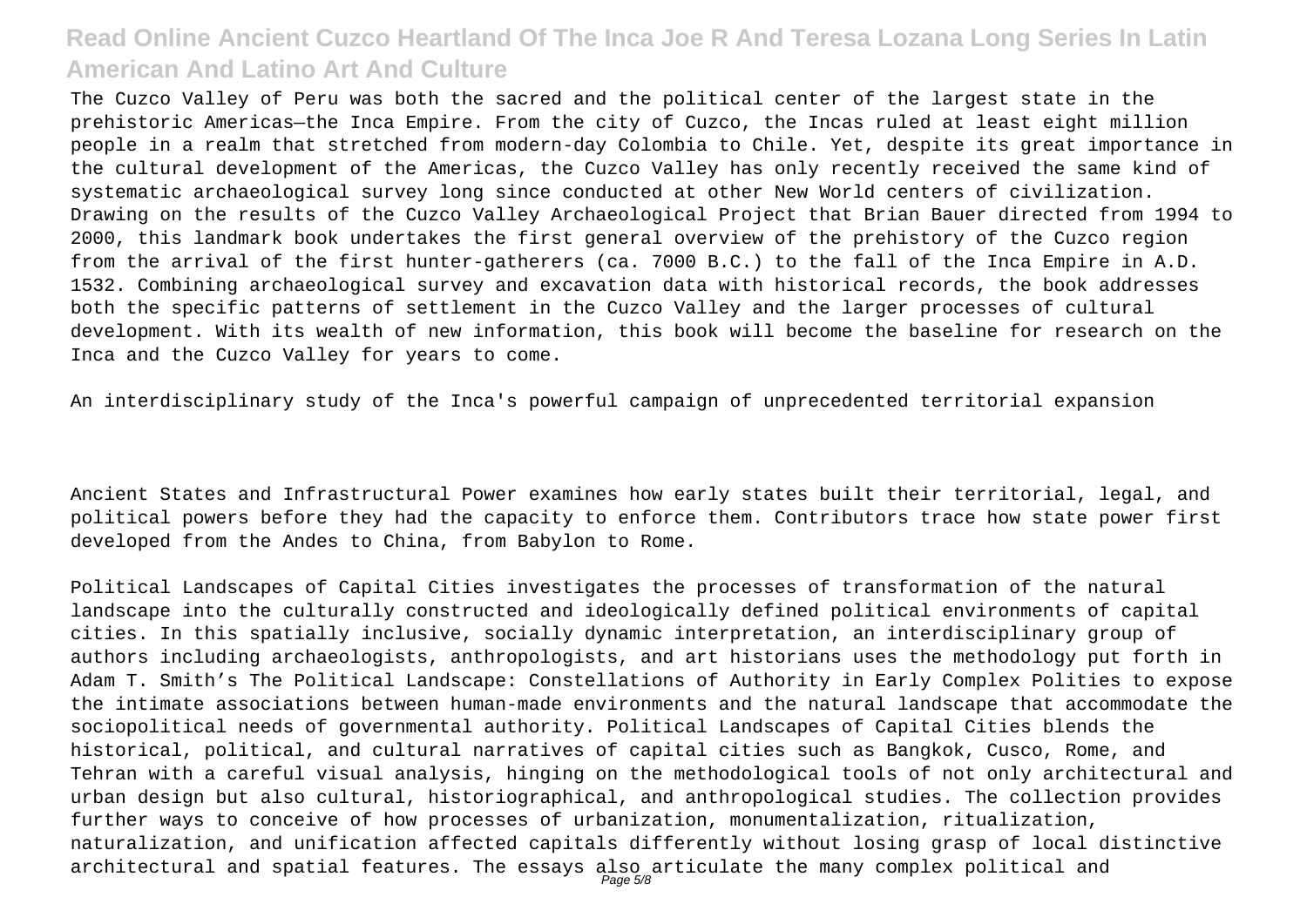The Cuzco Valley of Peru was both the sacred and the political center of the largest state in the prehistoric Americas—the Inca Empire. From the city of Cuzco, the Incas ruled at least eight million people in a realm that stretched from modern-day Colombia to Chile. Yet, despite its great importance in the cultural development of the Americas, the Cuzco Valley has only recently received the same kind of systematic archaeological survey long since conducted at other New World centers of civilization. Drawing on the results of the Cuzco Valley Archaeological Project that Brian Bauer directed from 1994 to 2000, this landmark book undertakes the first general overview of the prehistory of the Cuzco region from the arrival of the first hunter-gatherers (ca. 7000 B.C.) to the fall of the Inca Empire in A.D. 1532. Combining archaeological survey and excavation data with historical records, the book addresses both the specific patterns of settlement in the Cuzco Valley and the larger processes of cultural development. With its wealth of new information, this book will become the baseline for research on the Inca and the Cuzco Valley for years to come.

An interdisciplinary study of the Inca's powerful campaign of unprecedented territorial expansion

Ancient States and Infrastructural Power examines how early states built their territorial, legal, and political powers before they had the capacity to enforce them. Contributors trace how state power first developed from the Andes to China, from Babylon to Rome.

Political Landscapes of Capital Cities investigates the processes of transformation of the natural landscape into the culturally constructed and ideologically defined political environments of capital cities. In this spatially inclusive, socially dynamic interpretation, an interdisciplinary group of authors including archaeologists, anthropologists, and art historians uses the methodology put forth in Adam T. Smith's The Political Landscape: Constellations of Authority in Early Complex Polities to expose the intimate associations between human-made environments and the natural landscape that accommodate the sociopolitical needs of governmental authority. Political Landscapes of Capital Cities blends the historical, political, and cultural narratives of capital cities such as Bangkok, Cusco, Rome, and Tehran with a careful visual analysis, hinging on the methodological tools of not only architectural and urban design but also cultural, historiographical, and anthropological studies. The collection provides further ways to conceive of how processes of urbanization, monumentalization, ritualization, naturalization, and unification affected capitals differently without losing grasp of local distinctive architectural and spatial features. The essays also articulate the many complex political and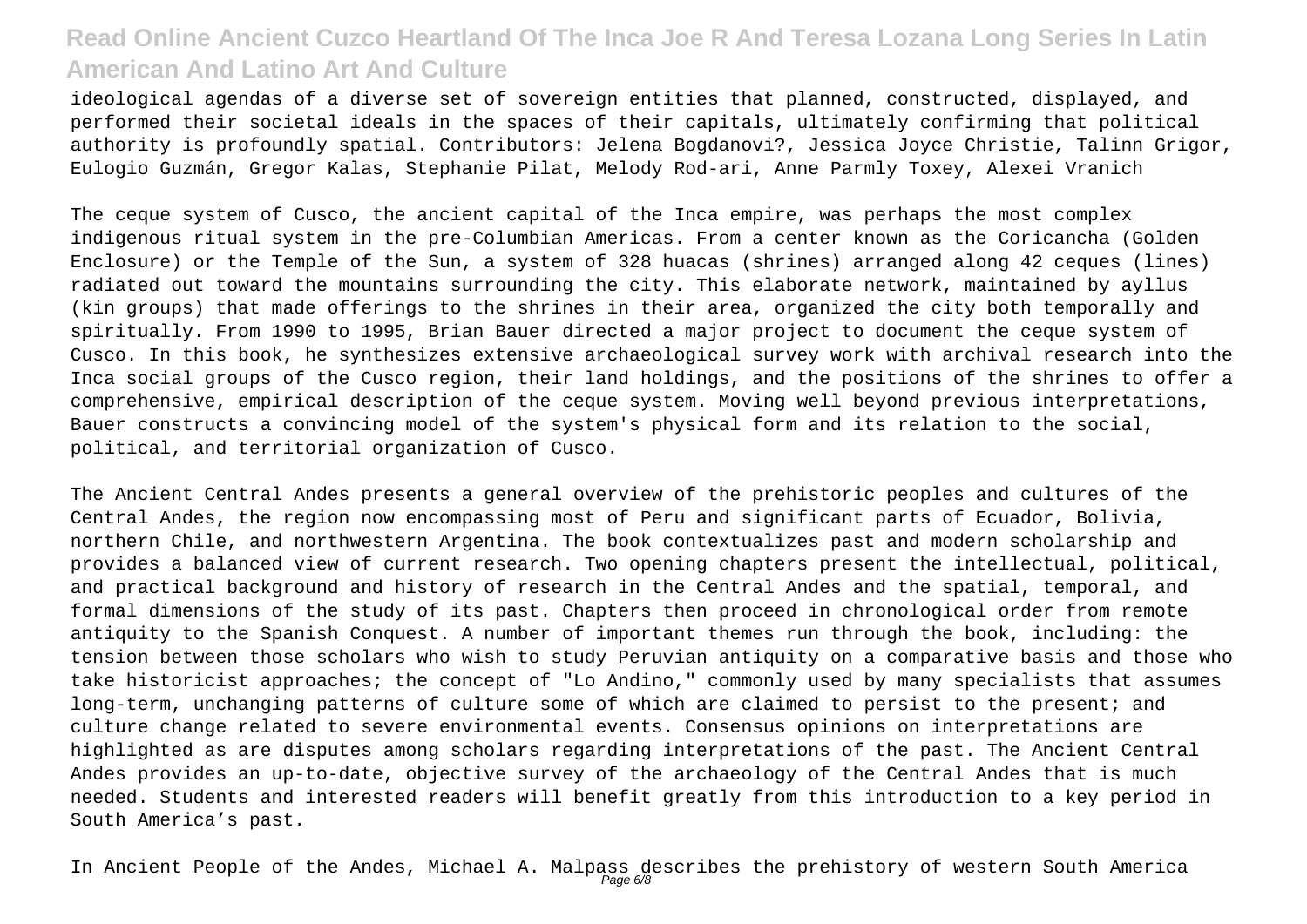ideological agendas of a diverse set of sovereign entities that planned, constructed, displayed, and performed their societal ideals in the spaces of their capitals, ultimately confirming that political authority is profoundly spatial. Contributors: Jelena Bogdanovi?, Jessica Joyce Christie, Talinn Grigor, Eulogio Guzmán, Gregor Kalas, Stephanie Pilat, Melody Rod-ari, Anne Parmly Toxey, Alexei Vranich

The ceque system of Cusco, the ancient capital of the Inca empire, was perhaps the most complex indigenous ritual system in the pre-Columbian Americas. From a center known as the Coricancha (Golden Enclosure) or the Temple of the Sun, a system of 328 huacas (shrines) arranged along 42 ceques (lines) radiated out toward the mountains surrounding the city. This elaborate network, maintained by ayllus (kin groups) that made offerings to the shrines in their area, organized the city both temporally and spiritually. From 1990 to 1995, Brian Bauer directed a major project to document the ceque system of Cusco. In this book, he synthesizes extensive archaeological survey work with archival research into the Inca social groups of the Cusco region, their land holdings, and the positions of the shrines to offer a comprehensive, empirical description of the ceque system. Moving well beyond previous interpretations, Bauer constructs a convincing model of the system's physical form and its relation to the social, political, and territorial organization of Cusco.

The Ancient Central Andes presents a general overview of the prehistoric peoples and cultures of the Central Andes, the region now encompassing most of Peru and significant parts of Ecuador, Bolivia, northern Chile, and northwestern Argentina. The book contextualizes past and modern scholarship and provides a balanced view of current research. Two opening chapters present the intellectual, political, and practical background and history of research in the Central Andes and the spatial, temporal, and formal dimensions of the study of its past. Chapters then proceed in chronological order from remote antiquity to the Spanish Conquest. A number of important themes run through the book, including: the tension between those scholars who wish to study Peruvian antiquity on a comparative basis and those who take historicist approaches; the concept of "Lo Andino," commonly used by many specialists that assumes long-term, unchanging patterns of culture some of which are claimed to persist to the present; and culture change related to severe environmental events. Consensus opinions on interpretations are highlighted as are disputes among scholars regarding interpretations of the past. The Ancient Central Andes provides an up-to-date, objective survey of the archaeology of the Central Andes that is much needed. Students and interested readers will benefit greatly from this introduction to a key period in South America's past.

In Ancient People of the Andes, Michael A. Malpass describes the prehistory of western South America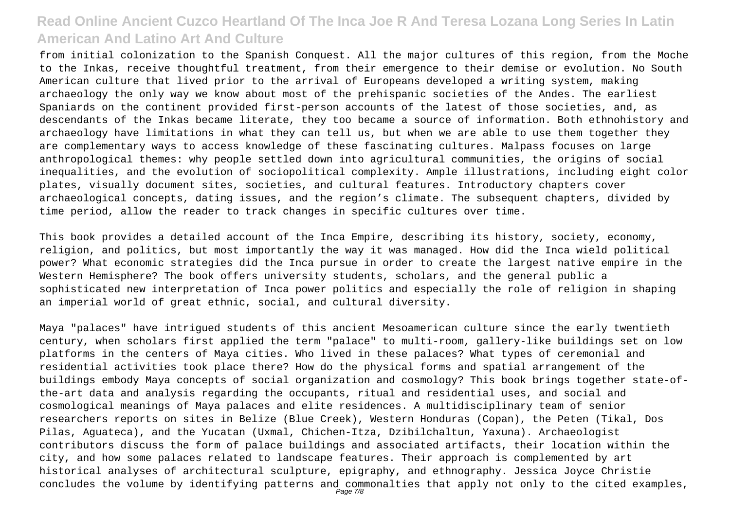from initial colonization to the Spanish Conquest. All the major cultures of this region, from the Moche to the Inkas, receive thoughtful treatment, from their emergence to their demise or evolution. No South American culture that lived prior to the arrival of Europeans developed a writing system, making archaeology the only way we know about most of the prehispanic societies of the Andes. The earliest Spaniards on the continent provided first-person accounts of the latest of those societies, and, as descendants of the Inkas became literate, they too became a source of information. Both ethnohistory and archaeology have limitations in what they can tell us, but when we are able to use them together they are complementary ways to access knowledge of these fascinating cultures. Malpass focuses on large anthropological themes: why people settled down into agricultural communities, the origins of social inequalities, and the evolution of sociopolitical complexity. Ample illustrations, including eight color plates, visually document sites, societies, and cultural features. Introductory chapters cover archaeological concepts, dating issues, and the region's climate. The subsequent chapters, divided by time period, allow the reader to track changes in specific cultures over time.

This book provides a detailed account of the Inca Empire, describing its history, society, economy, religion, and politics, but most importantly the way it was managed. How did the Inca wield political power? What economic strategies did the Inca pursue in order to create the largest native empire in the Western Hemisphere? The book offers university students, scholars, and the general public a sophisticated new interpretation of Inca power politics and especially the role of religion in shaping an imperial world of great ethnic, social, and cultural diversity.

Maya "palaces" have intrigued students of this ancient Mesoamerican culture since the early twentieth century, when scholars first applied the term "palace" to multi-room, gallery-like buildings set on low platforms in the centers of Maya cities. Who lived in these palaces? What types of ceremonial and residential activities took place there? How do the physical forms and spatial arrangement of the buildings embody Maya concepts of social organization and cosmology? This book brings together state-of-the-art data and analysis regarding the occupants, ritual and residential uses, and social and cosmological meanings of Maya palaces and elite residences. A multidisciplinary team of senior researchers reports on sites in Belize (Blue Creek), Western Honduras (Copan), the Peten (Tikal, Dos Pilas, Aguateca), and the Yucatan (Uxmal, Chichen-Itza, Dzibilchaltun, Yaxuna). Archaeologist contributors discuss the form of palace buildings and associated artifacts, their location within the city, and how some palaces related to landscape features. Their approach is complemented by art historical analyses of architectural sculpture, epigraphy, and ethnography. Jessica Joyce Christie concludes the volume by identifying patterns and commonalties that apply not only to the cited examples,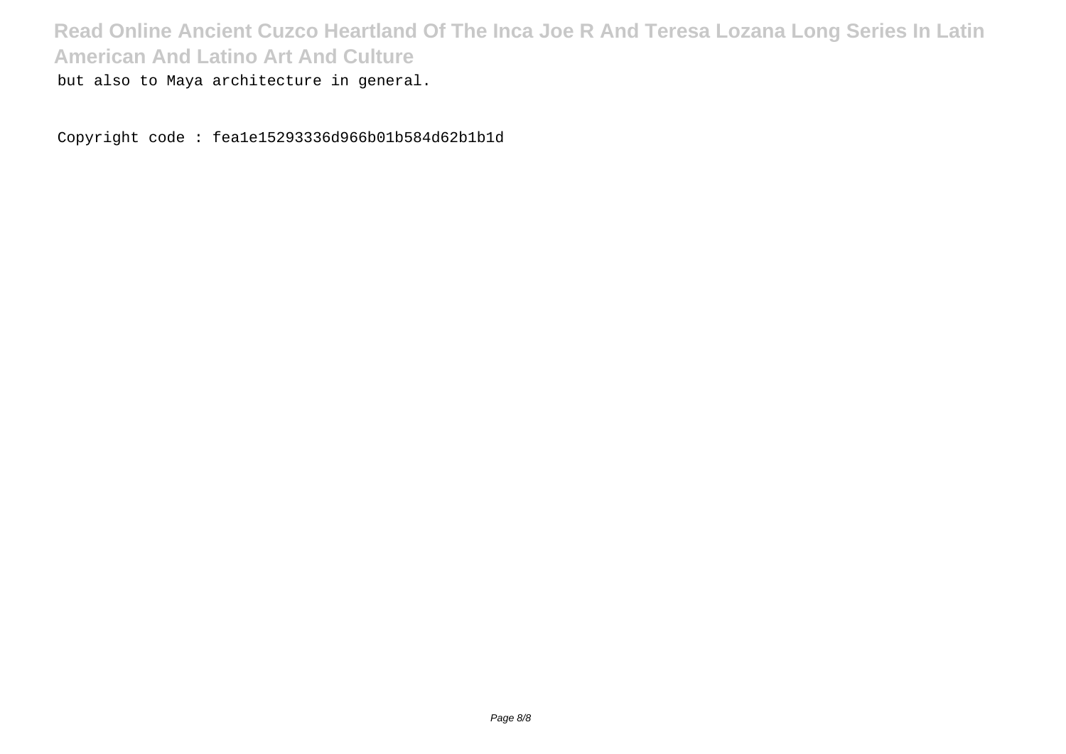but also to Maya architecture in general.

Copyright code : fea1e15293336d966b01b584d62b1b1d